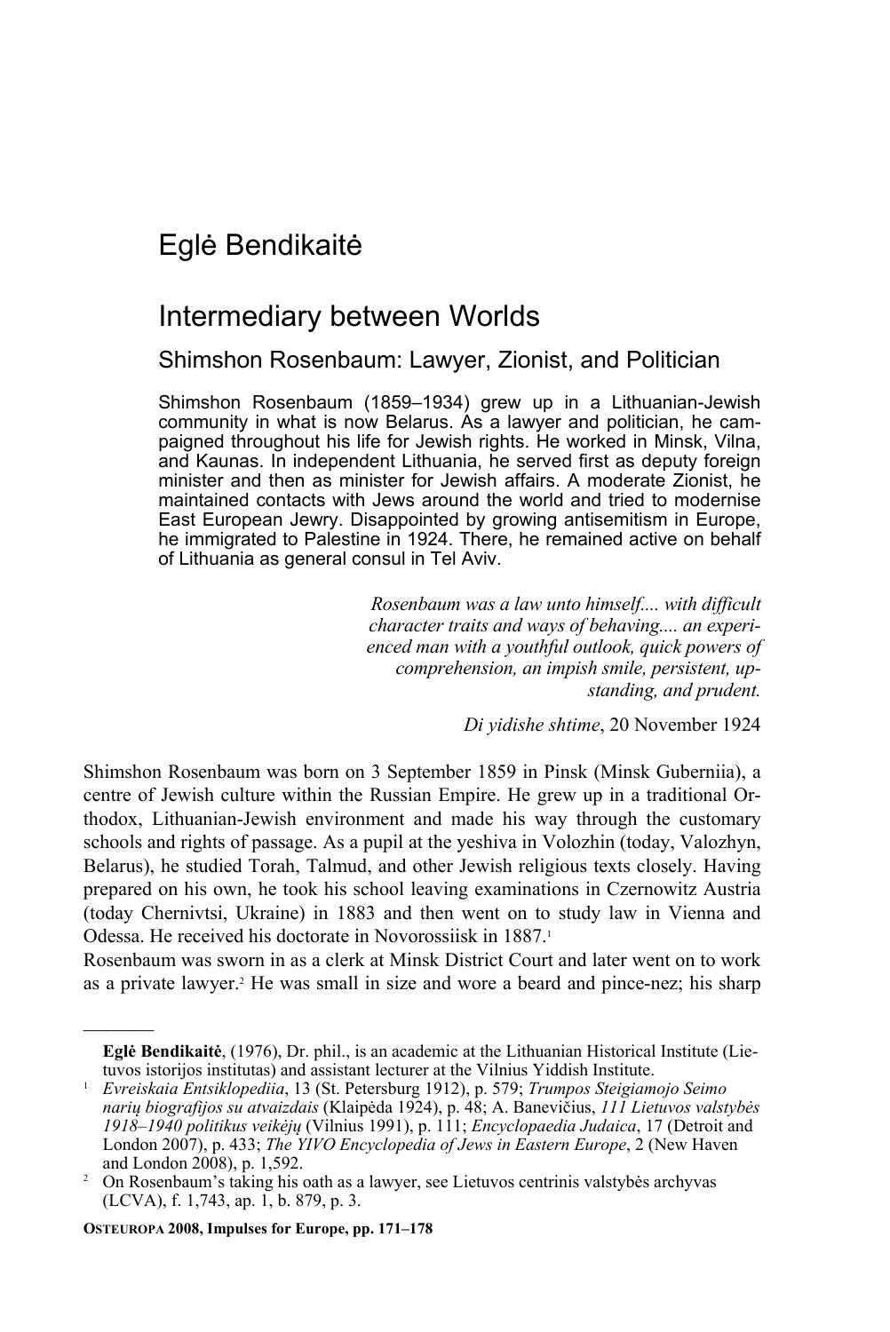Eglė Bendikaitė

# Intermediary between Worlds

## Shimshon Rosenbaum: Lawyer, Zionist, and Politician

Shimshon Rosenbaum (1859–1934) grew up in a Lithuanian-Jewish community in what is now Belarus. As a lawyer and politician, he campaigned throughout his life for Jewish rights. He worked in Minsk, Vilna, and Kaunas. In independent Lithuania, he served first as deputy foreign minister and then as minister for Jewish affairs. A moderate Zionist, he maintained contacts with Jews around the world and tried to modernise East European Jewry. Disappointed by growing antisemitism in Europe, he immigrated to Palestine in 1924. There, he remained active on behalf of Lithuania as general consul in Tel Aviv.

> *Rosenbaum was a law unto himself.... with difficult character traits and ways of behaving.... an experienced man with a youthful outlook, quick powers of comprehension, an impish smile, persistent, upstanding, and prudent.*
>
> *Di yidishe shtime*, 20 November 1924

Shimshon Rosenbaum was born on 3 September 1859 in Pinsk (Minsk Guberniia), a centre of Jewish culture within the Russian Empire. He grew up in a traditional Orthodox, Lithuanian-Jewish environment and made his way through the customary schools and rights of passage. As a pupil at the yeshiva in Volozhin (today, Valozhyn, Belarus), he studied Torah, Talmud, and other Jewish religious texts closely. Having prepared on his own, he took his school leaving examinations in Czernowitz Austria (today Chernivtsi, Ukraine) in 1883 and then went on to study law in Vienna and Odessa. He received his doctorate in Novorossiisk in 1887.[1]

Rosenbaum was sworn in as a clerk at Minsk District Court and later went on to work as a private lawyer.[2] He was small in size and wore a beard and pince-nez; his sharp

---

**Eglė Bendikaitė**, (1976), Dr. phil., is an academic at the Lithuanian Historical Institute (Lietuvos istorijos institutas) and assistant lecturer at the Vilnius Yiddish Institute.

[1] *Evreiskaia Entsiklopediia*, 13 (St. Petersburg 1912), p. 579; *Trumpos Steigiamojo Seimo narių biografijos su atvaizdais* (Klaipėda 1924), p. 48; A. Banevičius, *111 Lietuvos valstybės 1918–1940 politikus veikėjų* (Vilnius 1991), p. 111; *Encyclopaedia Judaica*, 17 (Detroit and London 2007), p. 433; *The YIVO Encyclopedia of Jews in Eastern Europe*, 2 (New Haven and London 2008), p. 1,592.

[2] On Rosenbaum's taking his oath as a lawyer, see Lietuvos centrinis valstybės archyvas (LCVA), f. 1,743, ap. 1, b. 879, p. 3.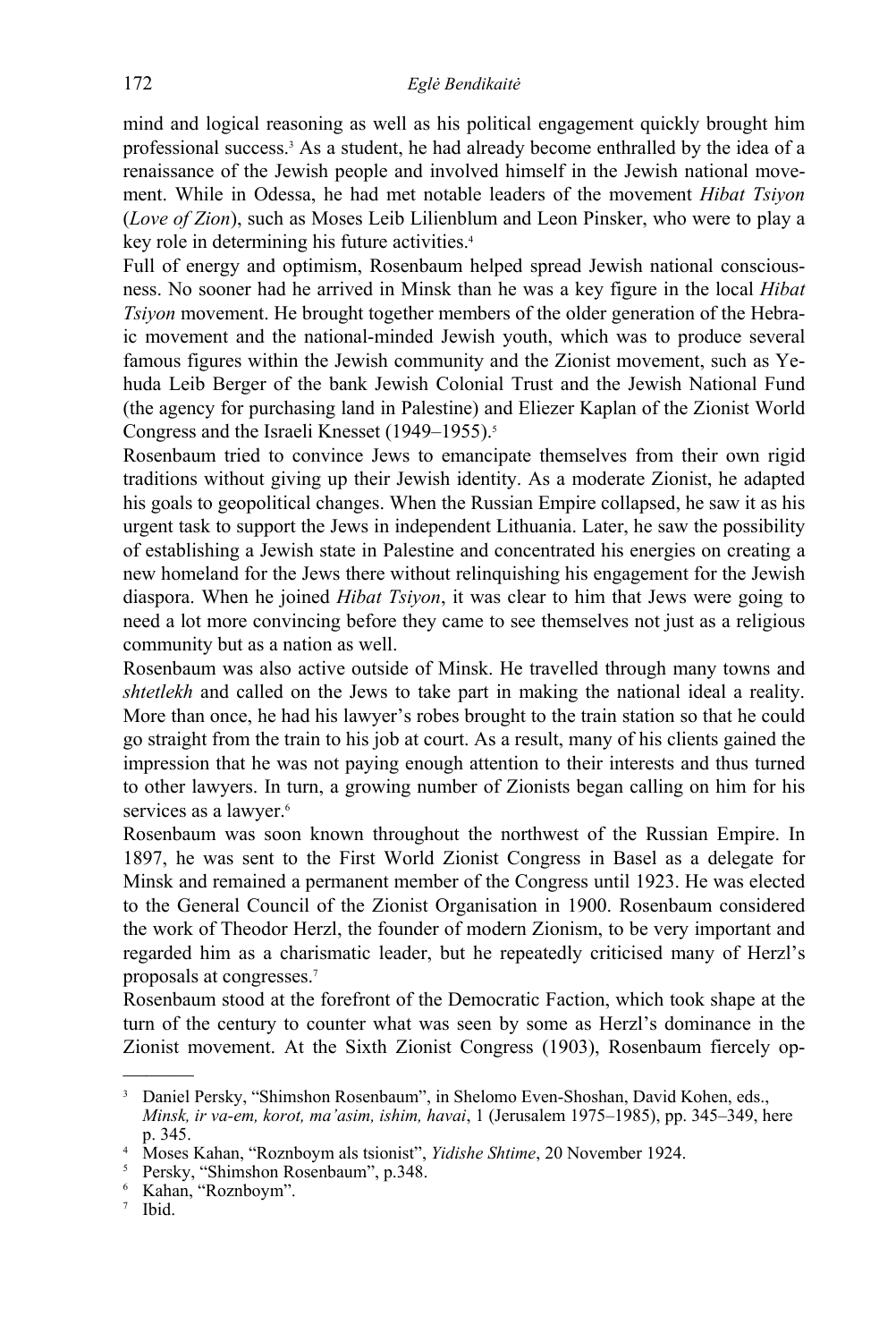mind and logical reasoning as well as his political engagement quickly brought him professional success.[3] As a student, he had already become enthralled by the idea of a renaissance of the Jewish people and involved himself in the Jewish national movement. While in Odessa, he had met notable leaders of the movement *Hibat Tsiyon* (*Love of Zion*), such as Moses Leib Lilienblum and Leon Pinsker, who were to play a key role in determining his future activities.[4]

Full of energy and optimism, Rosenbaum helped spread Jewish national consciousness. No sooner had he arrived in Minsk than he was a key figure in the local *Hibat Tsiyon* movement. He brought together members of the older generation of the Hebraic movement and the national-minded Jewish youth, which was to produce several famous figures within the Jewish community and the Zionist movement, such as Yehuda Leib Berger of the bank Jewish Colonial Trust and the Jewish National Fund (the agency for purchasing land in Palestine) and Eliezer Kaplan of the Zionist World Congress and the Israeli Knesset (1949–1955).[5]

Rosenbaum tried to convince Jews to emancipate themselves from their own rigid traditions without giving up their Jewish identity. As a moderate Zionist, he adapted his goals to geopolitical changes. When the Russian Empire collapsed, he saw it as his urgent task to support the Jews in independent Lithuania. Later, he saw the possibility of establishing a Jewish state in Palestine and concentrated his energies on creating a new homeland for the Jews there without relinquishing his engagement for the Jewish diaspora. When he joined *Hibat Tsiyon*, it was clear to him that Jews were going to need a lot more convincing before they came to see themselves not just as a religious community but as a nation as well.

Rosenbaum was also active outside of Minsk. He travelled through many towns and *shtetlekh* and called on the Jews to take part in making the national ideal a reality. More than once, he had his lawyer's robes brought to the train station so that he could go straight from the train to his job at court. As a result, many of his clients gained the impression that he was not paying enough attention to their interests and thus turned to other lawyers. In turn, a growing number of Zionists began calling on him for his services as a lawyer.[6]

Rosenbaum was soon known throughout the northwest of the Russian Empire. In 1897, he was sent to the First World Zionist Congress in Basel as a delegate for Minsk and remained a permanent member of the Congress until 1923. He was elected to the General Council of the Zionist Organisation in 1900. Rosenbaum considered the work of Theodor Herzl, the founder of modern Zionism, to be very important and regarded him as a charismatic leader, but he repeatedly criticised many of Herzl's proposals at congresses.[7]

Rosenbaum stood at the forefront of the Democratic Faction, which took shape at the turn of the century to counter what was seen by some as Herzl's dominance in the Zionist movement. At the Sixth Zionist Congress (1903), Rosenbaum fiercely op-

---

[3] Daniel Persky, "Shimshon Rosenbaum", in Shelomo Even-Shoshan, David Kohen, eds., *Minsk, ir va-em, korot, ma'asim, ishim, havai*, 1 (Jerusalem 1975–1985), pp. 345–349, here p. 345.

[4] Moses Kahan, "Roznboym als tsionist", *Yidishe Shtime*, 20 November 1924.

[5] Persky, "Shimshon Rosenbaum", p.348.

[6] Kahan, "Roznboym".

[7] Ibid.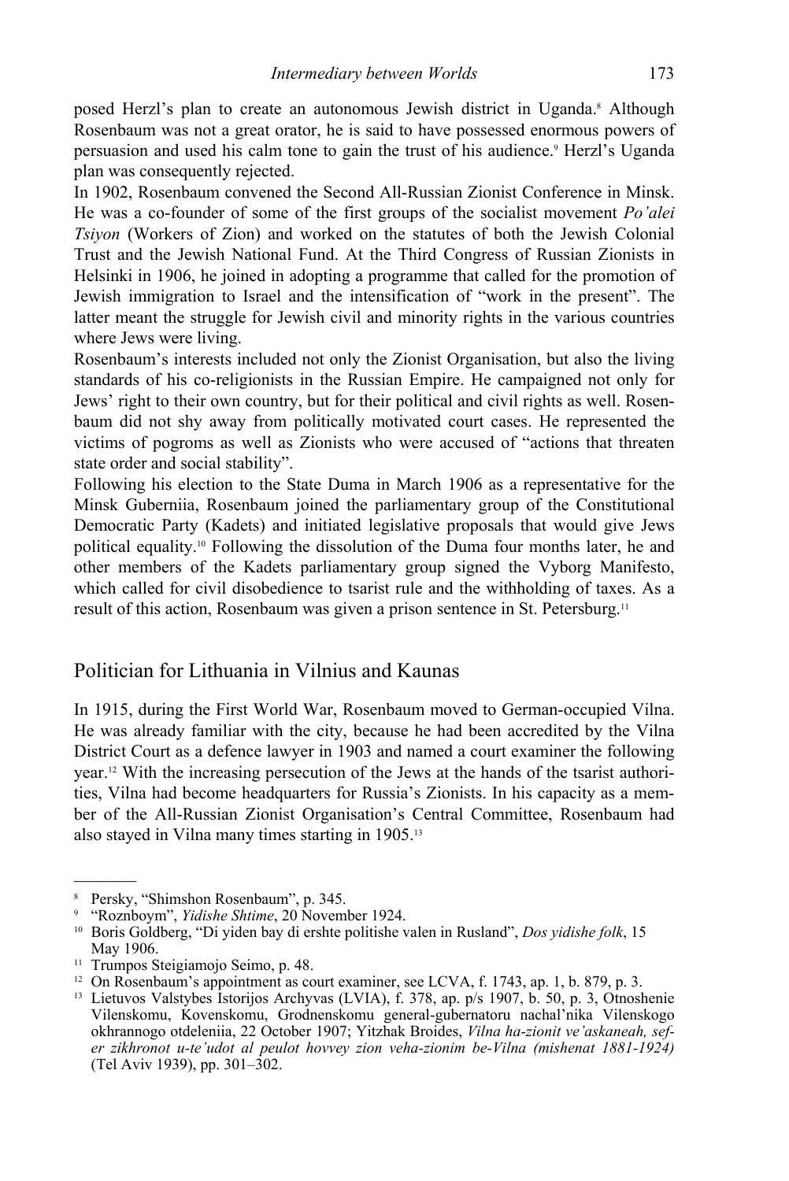posed Herzl's plan to create an autonomous Jewish district in Uganda.[8] Although Rosenbaum was not a great orator, he is said to have possessed enormous powers of persuasion and used his calm tone to gain the trust of his audience.[9] Herzl's Uganda plan was consequently rejected.

In 1902, Rosenbaum convened the Second All-Russian Zionist Conference in Minsk. He was a co-founder of some of the first groups of the socialist movement *Po'alei Tsiyon* (Workers of Zion) and worked on the statutes of both the Jewish Colonial Trust and the Jewish National Fund. At the Third Congress of Russian Zionists in Helsinki in 1906, he joined in adopting a programme that called for the promotion of Jewish immigration to Israel and the intensification of "work in the present". The latter meant the struggle for Jewish civil and minority rights in the various countries where Jews were living.

Rosenbaum's interests included not only the Zionist Organisation, but also the living standards of his co-religionists in the Russian Empire. He campaigned not only for Jews' right to their own country, but for their political and civil rights as well. Rosenbaum did not shy away from politically motivated court cases. He represented the victims of pogroms as well as Zionists who were accused of "actions that threaten state order and social stability".

Following his election to the State Duma in March 1906 as a representative for the Minsk Guberniia, Rosenbaum joined the parliamentary group of the Constitutional Democratic Party (Kadets) and initiated legislative proposals that would give Jews political equality.[10] Following the dissolution of the Duma four months later, he and other members of the Kadets parliamentary group signed the Vyborg Manifesto, which called for civil disobedience to tsarist rule and the withholding of taxes. As a result of this action, Rosenbaum was given a prison sentence in St. Petersburg.[11]

## Politician for Lithuania in Vilnius and Kaunas

In 1915, during the First World War, Rosenbaum moved to German-occupied Vilna. He was already familiar with the city, because he had been accredited by the Vilna District Court as a defence lawyer in 1903 and named a court examiner the following year.[12] With the increasing persecution of the Jews at the hands of the tsarist authorities, Vilna had become headquarters for Russia's Zionists. In his capacity as a member of the All-Russian Zionist Organisation's Central Committee, Rosenbaum had also stayed in Vilna many times starting in 1905.[13]

---

[8] Persky, "Shimshon Rosenbaum", p. 345.

[9] "Roznboym", *Yidishe Shtime*, 20 November 1924.

[10] Boris Goldberg, "Di yiden bay di ershte politishe valen in Rusland", *Dos yidishe folk*, 15 May 1906.

[11] Trumpos Steigiamojo Seimo, p. 48.

[12] On Rosenbaum's appointment as court examiner, see LCVA, f. 1743, ap. 1, b. 879, p. 3.

[13] Lietuvos Valstybes Istorijos Archyvas (LVIA), f. 378, ap. p/s 1907, b. 50, p. 3, Otnoshenie Vilenskomu, Kovenskomu, Grodnenskomu general-gubernatoru nachal'nika Vilenskogo okhrannogo otdeleniia, 22 October 1907; Yitzhak Broides, *Vilna ha-zionit ve'askaneah, sefer zikhronot u-te'udot al peulot hovvey zion veha-zionim be-Vilna (mishenat 1881-1924)* (Tel Aviv 1939), pp. 301–302.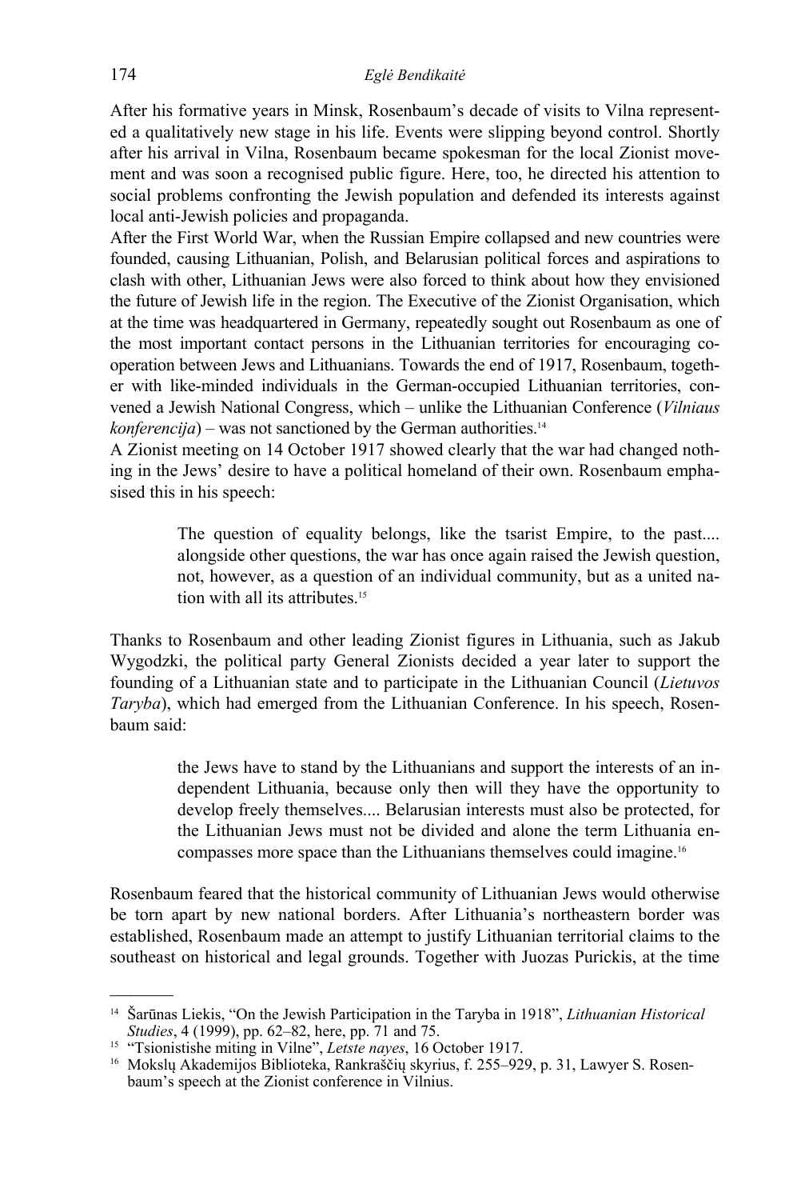After his formative years in Minsk, Rosenbaum's decade of visits to Vilna represented a qualitatively new stage in his life. Events were slipping beyond control. Shortly after his arrival in Vilna, Rosenbaum became spokesman for the local Zionist movement and was soon a recognised public figure. Here, too, he directed his attention to social problems confronting the Jewish population and defended its interests against local anti-Jewish policies and propaganda.

After the First World War, when the Russian Empire collapsed and new countries were founded, causing Lithuanian, Polish, and Belarusian political forces and aspirations to clash with other, Lithuanian Jews were also forced to think about how they envisioned the future of Jewish life in the region. The Executive of the Zionist Organisation, which at the time was headquartered in Germany, repeatedly sought out Rosenbaum as one of the most important contact persons in the Lithuanian territories for encouraging cooperation between Jews and Lithuanians. Towards the end of 1917, Rosenbaum, together with like-minded individuals in the German-occupied Lithuanian territories, convened a Jewish National Congress, which – unlike the Lithuanian Conference (*Vilniaus konferencija*) – was not sanctioned by the German authorities.[14]

A Zionist meeting on 14 October 1917 showed clearly that the war had changed nothing in the Jews' desire to have a political homeland of their own. Rosenbaum emphasised this in his speech:

> The question of equality belongs, like the tsarist Empire, to the past.... alongside other questions, the war has once again raised the Jewish question, not, however, as a question of an individual community, but as a united nation with all its attributes.[15]

Thanks to Rosenbaum and other leading Zionist figures in Lithuania, such as Jakub Wygodzki, the political party General Zionists decided a year later to support the founding of a Lithuanian state and to participate in the Lithuanian Council (*Lietuvos Taryba*), which had emerged from the Lithuanian Conference. In his speech, Rosenbaum said:

> the Jews have to stand by the Lithuanians and support the interests of an independent Lithuania, because only then will they have the opportunity to develop freely themselves.... Belarusian interests must also be protected, for the Lithuanian Jews must not be divided and alone the term Lithuania encompasses more space than the Lithuanians themselves could imagine.[16]

Rosenbaum feared that the historical community of Lithuanian Jews would otherwise be torn apart by new national borders. After Lithuania's northeastern border was established, Rosenbaum made an attempt to justify Lithuanian territorial claims to the southeast on historical and legal grounds. Together with Juozas Purickis, at the time

---

[14] Šarūnas Liekis, "On the Jewish Participation in the Taryba in 1918", *Lithuanian Historical Studies*, 4 (1999), pp. 62–82, here, pp. 71 and 75.

[15] "Tsionistishe miting in Vilne", *Letste nayes*, 16 October 1917.

[16] Mokslų Akademijos Biblioteka, Rankraščių skyrius, f. 255–929, p. 31, Lawyer S. Rosenbaum's speech at the Zionist conference in Vilnius.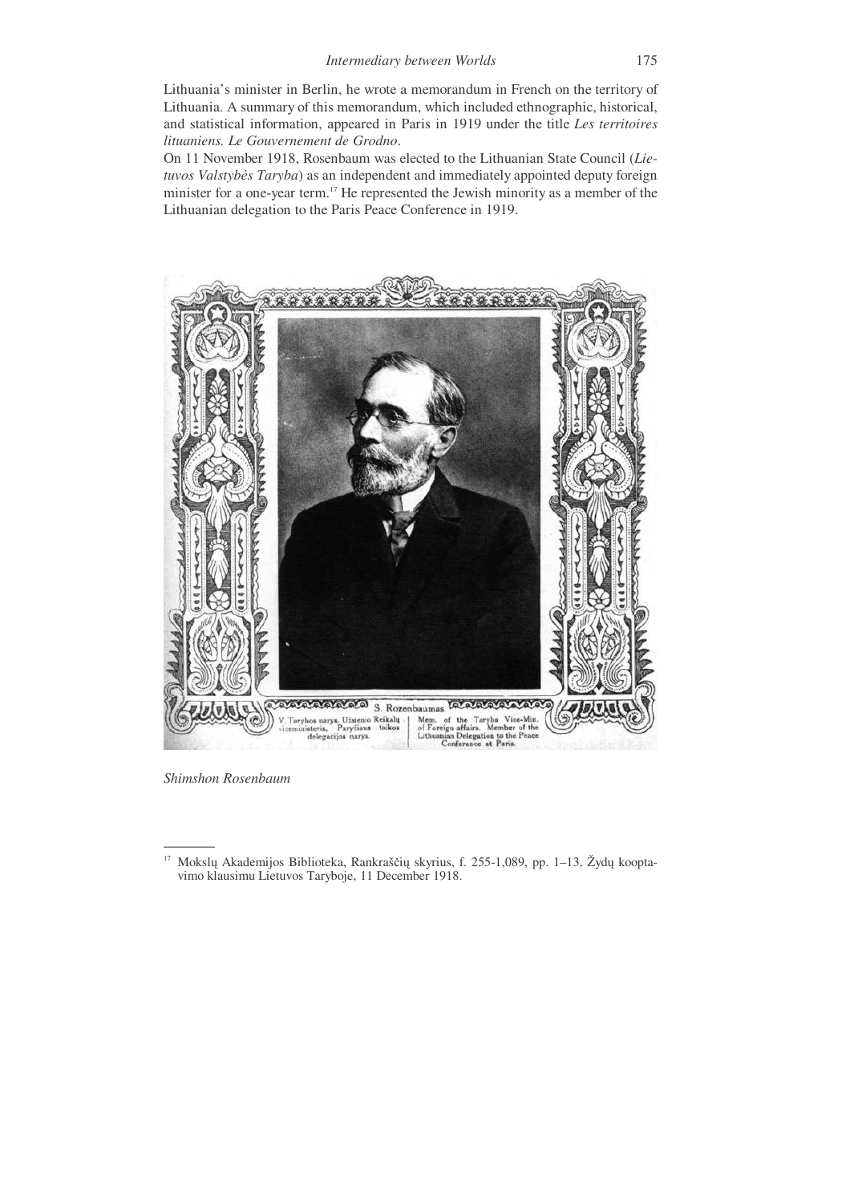Lithuania's minister in Berlin, he wrote a memorandum in French on the territory of Lithuania. A summary of this memorandum, which included ethnographic, historical, and statistical information, appeared in Paris in 1919 under the title *Les territoires lituaniens. Le Gouvernement de Grodno*.

On 11 November 1918, Rosenbaum was elected to the Lithuanian State Council (*Lietuvos Valstybės Taryba*) as an independent and immediately appointed deputy foreign minister for a one-year term.[17] He represented the Jewish minority as a member of the Lithuanian delegation to the Paris Peace Conference in 1919.

S. Rozenbaumas

V. Tarybos narys, Užsienio Reikalų viceministeris, Paryžiaus taikos delegacijos narys. | Mem. of the Taryba Vice-Min. of Foreign affairs. Member of the Lithuanian Delegation to the Peace Conference at Paris.

*Shimshon Rosenbaum*

---

[17] Mokslų Akademijos Biblioteka, Rankraščių skyrius, f. 255-1,089, pp. 1–13, Žydų kooptavimo klausimu Lietuvos Taryboje, 11 December 1918.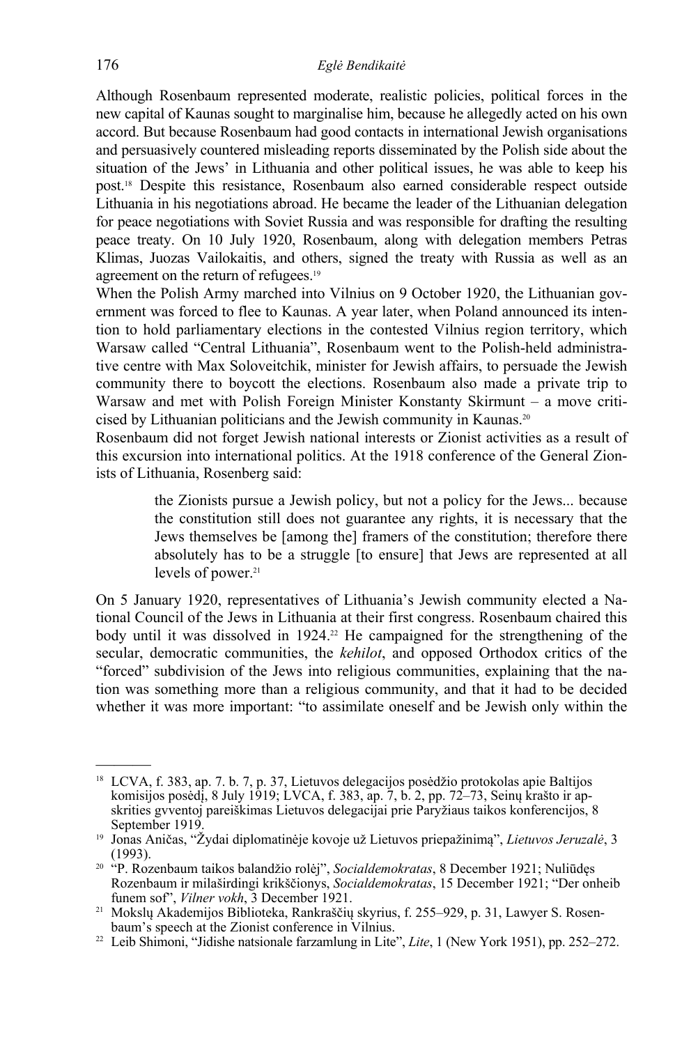Although Rosenbaum represented moderate, realistic policies, political forces in the new capital of Kaunas sought to marginalise him, because he allegedly acted on his own accord. But because Rosenbaum had good contacts in international Jewish organisations and persuasively countered misleading reports disseminated by the Polish side about the situation of the Jews' in Lithuania and other political issues, he was able to keep his post.[18] Despite this resistance, Rosenbaum also earned considerable respect outside Lithuania in his negotiations abroad. He became the leader of the Lithuanian delegation for peace negotiations with Soviet Russia and was responsible for drafting the resulting peace treaty. On 10 July 1920, Rosenbaum, along with delegation members Petras Klimas, Juozas Vailokaitis, and others, signed the treaty with Russia as well as an agreement on the return of refugees.[19]

When the Polish Army marched into Vilnius on 9 October 1920, the Lithuanian government was forced to flee to Kaunas. A year later, when Poland announced its intention to hold parliamentary elections in the contested Vilnius region territory, which Warsaw called "Central Lithuania", Rosenbaum went to the Polish-held administrative centre with Max Soloveitchik, minister for Jewish affairs, to persuade the Jewish community there to boycott the elections. Rosenbaum also made a private trip to Warsaw and met with Polish Foreign Minister Konstanty Skirmunt – a move criticised by Lithuanian politicians and the Jewish community in Kaunas.[20]

Rosenbaum did not forget Jewish national interests or Zionist activities as a result of this excursion into international politics. At the 1918 conference of the General Zionists of Lithuania, Rosenberg said:

> the Zionists pursue a Jewish policy, but not a policy for the Jews... because the constitution still does not guarantee any rights, it is necessary that the Jews themselves be [among the] framers of the constitution; therefore there absolutely has to be a struggle [to ensure] that Jews are represented at all levels of power.[21]

On 5 January 1920, representatives of Lithuania's Jewish community elected a National Council of the Jews in Lithuania at their first congress. Rosenbaum chaired this body until it was dissolved in 1924.[22] He campaigned for the strengthening of the secular, democratic communities, the *kehilot*, and opposed Orthodox critics of the "forced" subdivision of the Jews into religious communities, explaining that the nation was something more than a religious community, and that it had to be decided whether it was more important: "to assimilate oneself and be Jewish only within the

---

[18] LCVA, f. 383, ap. 7. b. 7, p. 37, Lietuvos delegacijos posėdžio protokolas apie Baltijos komisijos posėdį, 8 July 1919; LVCA, f. 383, ap. 7, b. 2, pp. 72–73, Seinų krašto ir apskrities gvventoj pareiškimas Lietuvos delegacijai prie Paryžiaus taikos konferencijos, 8 September 1919.

[19] Jonas Aničas, "Žydai diplomatinėje kovoje už Lietuvos priepažinimą", *Lietuvos Jeruzalė*, 3 (1993).

[20] "P. Rozenbaum taikos balandžio rolėj", *Socialdemokratas*, 8 December 1921; Nuliūdęs Rozenbaum ir milaširdingi krikščionys, *Socialdemokratas*, 15 December 1921; "Der onheib funem sof", *Vilner vokh*, 3 December 1921.

[21] Mokslų Akademijos Biblioteka, Rankraščių skyrius, f. 255–929, p. 31, Lawyer S. Rosenbaum's speech at the Zionist conference in Vilnius.

[22] Leib Shimoni, "Jidishe natsionale farzamlung in Lite", *Lite*, 1 (New York 1951), pp. 252–272.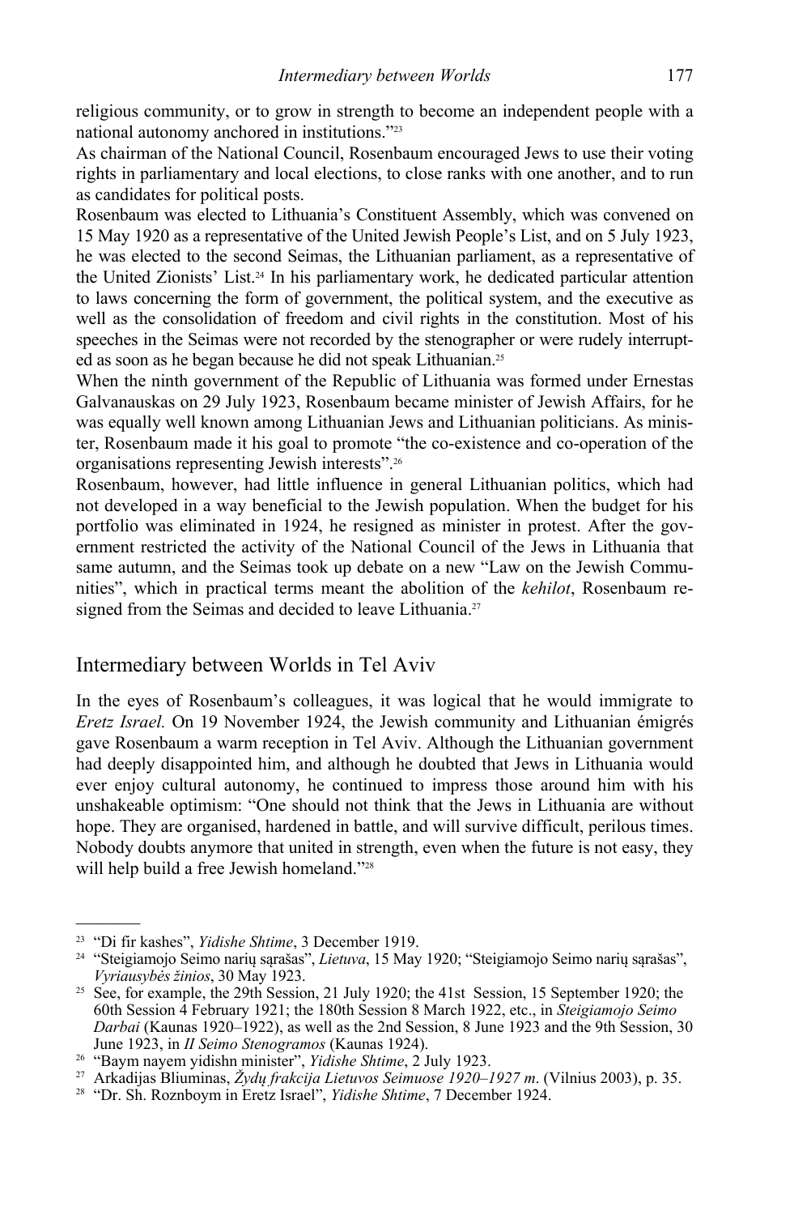religious community, or to grow in strength to become an independent people with a national autonomy anchored in institutions."[23]

As chairman of the National Council, Rosenbaum encouraged Jews to use their voting rights in parliamentary and local elections, to close ranks with one another, and to run as candidates for political posts.

Rosenbaum was elected to Lithuania's Constituent Assembly, which was convened on 15 May 1920 as a representative of the United Jewish People's List, and on 5 July 1923, he was elected to the second Seimas, the Lithuanian parliament, as a representative of the United Zionists' List.[24] In his parliamentary work, he dedicated particular attention to laws concerning the form of government, the political system, and the executive as well as the consolidation of freedom and civil rights in the constitution. Most of his speeches in the Seimas were not recorded by the stenographer or were rudely interrupted as soon as he began because he did not speak Lithuanian.[25]

When the ninth government of the Republic of Lithuania was formed under Ernestas Galvanauskas on 29 July 1923, Rosenbaum became minister of Jewish Affairs, for he was equally well known among Lithuanian Jews and Lithuanian politicians. As minister, Rosenbaum made it his goal to promote "the co-existence and co-operation of the organisations representing Jewish interests".[26]

Rosenbaum, however, had little influence in general Lithuanian politics, which had not developed in a way beneficial to the Jewish population. When the budget for his portfolio was eliminated in 1924, he resigned as minister in protest. After the government restricted the activity of the National Council of the Jews in Lithuania that same autumn, and the Seimas took up debate on a new "Law on the Jewish Communities", which in practical terms meant the abolition of the *kehilot*, Rosenbaum resigned from the Seimas and decided to leave Lithuania.[27]

## Intermediary between Worlds in Tel Aviv

In the eyes of Rosenbaum's colleagues, it was logical that he would immigrate to *Eretz Israel.* On 19 November 1924, the Jewish community and Lithuanian émigrés gave Rosenbaum a warm reception in Tel Aviv. Although the Lithuanian government had deeply disappointed him, and although he doubted that Jews in Lithuania would ever enjoy cultural autonomy, he continued to impress those around him with his unshakeable optimism: "One should not think that the Jews in Lithuania are without hope. They are organised, hardened in battle, and will survive difficult, perilous times. Nobody doubts anymore that united in strength, even when the future is not easy, they will help build a free Jewish homeland."[28]

---

[23] "Di fir kashes", *Yidishe Shtime*, 3 December 1919.

[24] "Steigiamojo Seimo narių sąrašas", *Lietuva*, 15 May 1920; "Steigiamojo Seimo narių sąrašas", *Vyriausybės žinios*, 30 May 1923.

[25] See, for example, the 29th Session, 21 July 1920; the 41st Session, 15 September 1920; the 60th Session 4 February 1921; the 180th Session 8 March 1922, etc., in *Steigiamojo Seimo Darbai* (Kaunas 1920–1922), as well as the 2nd Session, 8 June 1923 and the 9th Session, 30 June 1923, in *II Seimo Stenogramos* (Kaunas 1924).

[26] "Baym nayem yidishn minister", *Yidishe Shtime*, 2 July 1923.

[27] Arkadijas Bliuminas, *Žydų frakcija Lietuvos Seimuose 1920–1927 m*. (Vilnius 2003), p. 35.

[28] "Dr. Sh. Roznboym in Eretz Israel", *Yidishe Shtime*, 7 December 1924.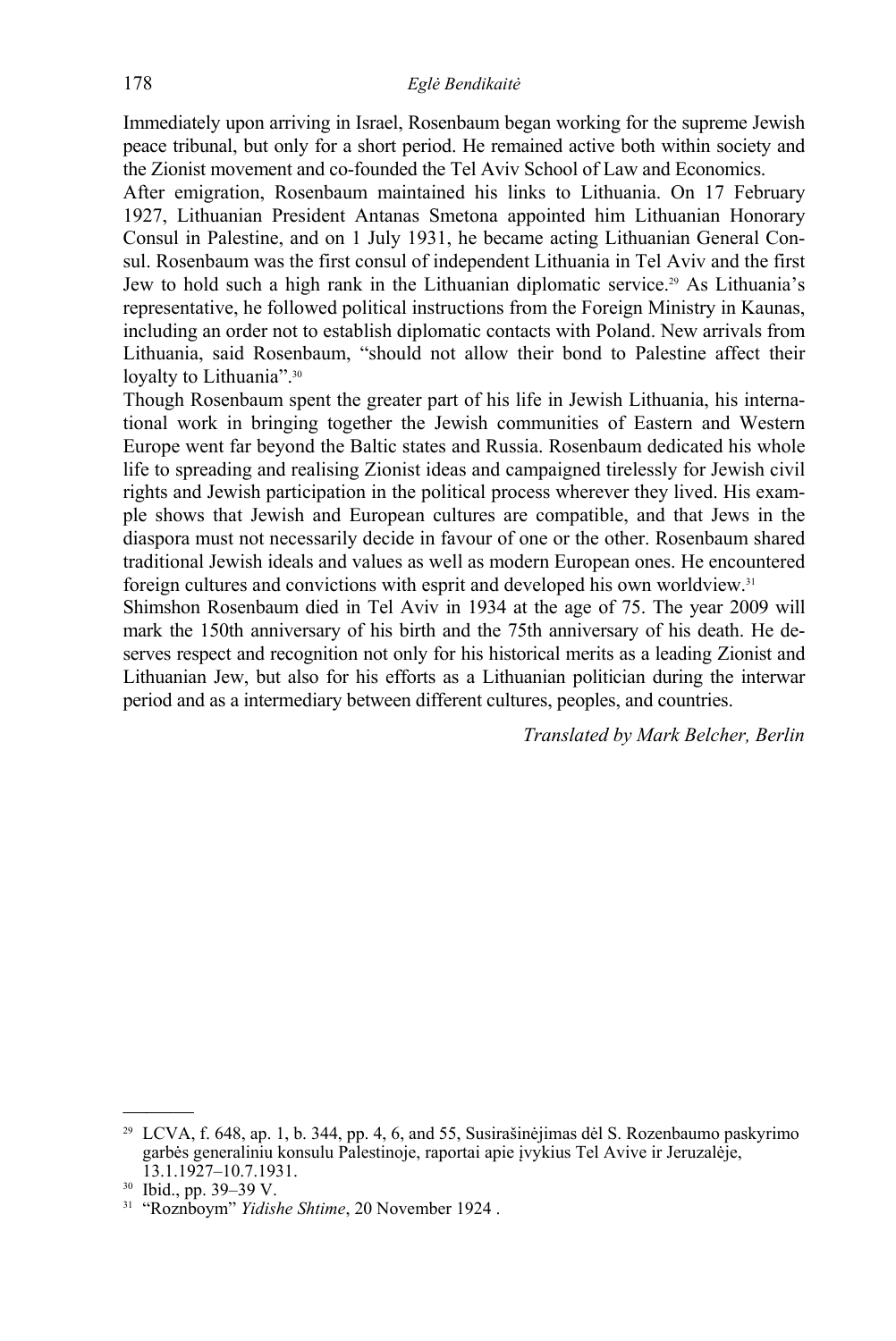Immediately upon arriving in Israel, Rosenbaum began working for the supreme Jewish peace tribunal, but only for a short period. He remained active both within society and the Zionist movement and co-founded the Tel Aviv School of Law and Economics.

After emigration, Rosenbaum maintained his links to Lithuania. On 17 February 1927, Lithuanian President Antanas Smetona appointed him Lithuanian Honorary Consul in Palestine, and on 1 July 1931, he became acting Lithuanian General Consul. Rosenbaum was the first consul of independent Lithuania in Tel Aviv and the first Jew to hold such a high rank in the Lithuanian diplomatic service.[29] As Lithuania's representative, he followed political instructions from the Foreign Ministry in Kaunas, including an order not to establish diplomatic contacts with Poland. New arrivals from Lithuania, said Rosenbaum, "should not allow their bond to Palestine affect their loyalty to Lithuania".[30]

Though Rosenbaum spent the greater part of his life in Jewish Lithuania, his international work in bringing together the Jewish communities of Eastern and Western Europe went far beyond the Baltic states and Russia. Rosenbaum dedicated his whole life to spreading and realising Zionist ideas and campaigned tirelessly for Jewish civil rights and Jewish participation in the political process wherever they lived. His example shows that Jewish and European cultures are compatible, and that Jews in the diaspora must not necessarily decide in favour of one or the other. Rosenbaum shared traditional Jewish ideals and values as well as modern European ones. He encountered foreign cultures and convictions with esprit and developed his own worldview.[31]

Shimshon Rosenbaum died in Tel Aviv in 1934 at the age of 75. The year 2009 will mark the 150th anniversary of his birth and the 75th anniversary of his death. He deserves respect and recognition not only for his historical merits as a leading Zionist and Lithuanian Jew, but also for his efforts as a Lithuanian politician during the interwar period and as a intermediary between different cultures, peoples, and countries.

*Translated by Mark Belcher, Berlin*

---

[29] LCVA, f. 648, ap. 1, b. 344, pp. 4, 6, and 55, Susirašinėjimas dėl S. Rozenbaumo paskyrimo garbės generaliniu konsulu Palestinoje, raportai apie įvykius Tel Avive ir Jeruzalėje, 13.1.1927–10.7.1931.

[30] Ibid., pp. 39–39 V.

[31] "Roznboym" *Yidishe Shtime*, 20 November 1924 .